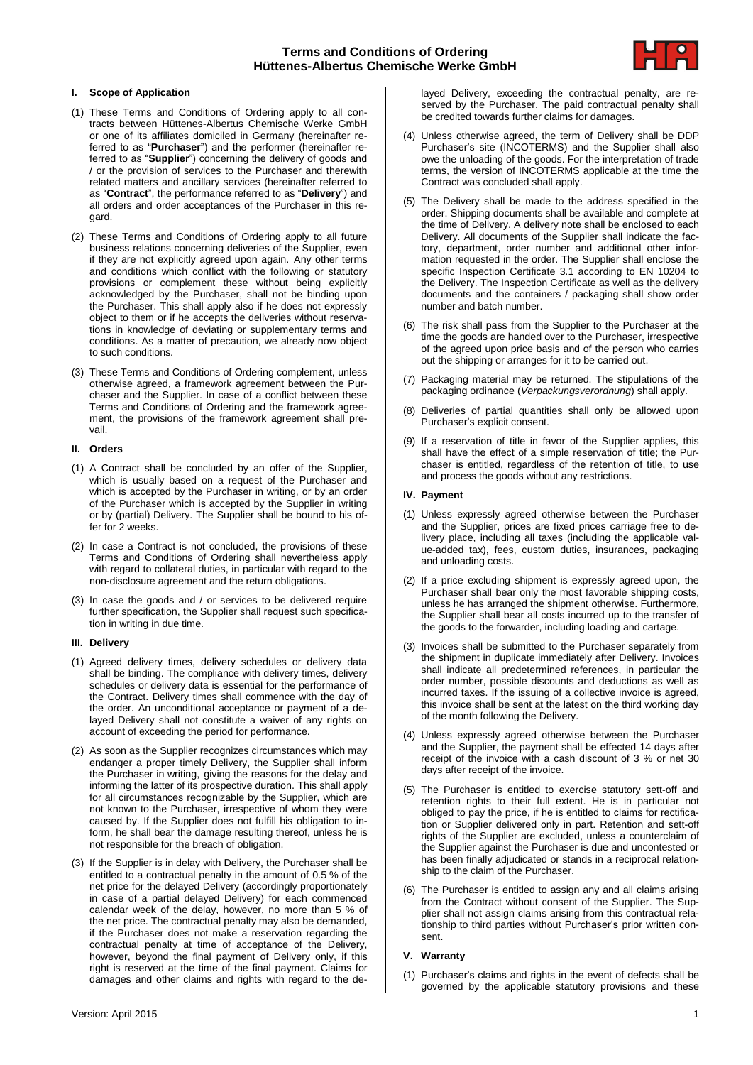# Terms and Conditions of Ordering Hüttenes-Albertus Chemische Werke GmbH

## I. Scope of Application

(1) These Terms and Conditions of Ordering apply to all contracts between Hüttenes-Albertus Chemische Werke GmbH or one of its affiliates domiciled in Germany (hereinafter referred to as "**Purchaser**") and the performer (hereinafter referred to as "**Supplier**") concerning the delivery of goods and / or the provision of services to the Purchaser and therewith related matters and ancillary services (hereinafter referred to as "**Contract**", the performance referred to as "**Delivery**") and all orders and order acceptances of the Purchaser in this regard.

(2) These Terms and Conditions of Ordering apply to all future business relations concerning deliveries of the Supplier, even if they are not explicitly agreed upon again. Any other terms and conditions which conflict with the following or statutory provisions or complement these without being explicitly acknowledged by the Purchaser, shall not be binding upon the Purchaser. This shall apply also if he does not expressly object to them or if he accepts the deliveries without reservations in knowledge of deviating or supplementary terms and conditions. As a matter of precaution, we already now object to such conditions.

(3) These Terms and Conditions of Ordering complement, unless otherwise agreed, a framework agreement between the Purchaser and the Supplier. In case of a conflict between these Terms and Conditions of Ordering and the framework agreement, the provisions of the framework agreement shall prevail.

## II. Orders

(1) A Contract shall be concluded by an offer of the Supplier, which is usually based on a request of the Purchaser and which is accepted by the Purchaser in writing, or by an order of the Purchaser which is accepted by the Supplier in writing or by (partial) Delivery. The Supplier shall be bound to his offer for 2 weeks.

(2) In case a Contract is not concluded, the provisions of these Terms and Conditions of Ordering shall nevertheless apply with regard to collateral duties, in particular with regard to the non-disclosure agreement and the return obligations.

(3) In case the goods and / or services to be delivered require further specification, the Supplier shall request such specification in writing in due time.

## III. Delivery

(1) Agreed delivery times, delivery schedules or delivery data shall be binding. The compliance with delivery times, delivery schedules or delivery data is essential for the performance of the Contract. Delivery times shall commence with the day of the order. An unconditional acceptance or payment of a delayed Delivery shall not constitute a waiver of any rights on account of exceeding the period for performance.

(2) As soon as the Supplier recognizes circumstances which may endanger a proper timely Delivery, the Supplier shall inform the Purchaser in writing, giving the reasons for the delay and informing the latter of its prospective duration. This shall apply for all circumstances recognizable by the Supplier, which are not known to the Purchaser, irrespective of whom they were caused by. If the Supplier does not fulfill his obligation to inform, he shall bear the damage resulting thereof, unless he is not responsible for the breach of obligation.

(3) If the Supplier is in delay with Delivery, the Purchaser shall be entitled to a contractual penalty in the amount of 0.5 % of the net price for the delayed Delivery (accordingly proportionately in case of a partial delayed Delivery) for each commenced calendar week of the delay, however, no more than 5 % of the net price. The contractual penalty may also be demanded, if the Purchaser does not make a reservation regarding the contractual penalty at time of acceptance of the Delivery, however, beyond the final payment of Delivery only, if this right is reserved at the time of the final payment. Claims for damages and other claims and rights with regard to the delayed Delivery, exceeding the contractual penalty, are reserved by the Purchaser. The paid contractual penalty shall be credited towards further claims for damages.

(4) Unless otherwise agreed, the term of Delivery shall be DDP Purchaser's site (INCOTERMS) and the Supplier shall also owe the unloading of the goods. For the interpretation of trade terms, the version of INCOTERMS applicable at the time the Contract was concluded shall apply.

(5) The Delivery shall be made to the address specified in the order. Shipping documents shall be available and complete at the time of Delivery. A delivery note shall be enclosed to each Delivery. All documents of the Supplier shall indicate the factory, department, order number and additional other information requested in the order. The Supplier shall enclose the specific Inspection Certificate 3.1 according to EN 10204 to the Delivery. The Inspection Certificate as well as the delivery documents and the containers / packaging shall show order number and batch number.

(6) The risk shall pass from the Supplier to the Purchaser at the time the goods are handed over to the Purchaser, irrespective of the agreed upon price basis and of the person who carries out the shipping or arranges for it to be carried out.

(7) Packaging material may be returned. The stipulations of the packaging ordinance (*Verpackungsverordnung*) shall apply.

(8) Deliveries of partial quantities shall only be allowed upon Purchaser's explicit consent.

(9) If a reservation of title in favor of the Supplier applies, this shall have the effect of a simple reservation of title; the Purchaser is entitled, regardless of the retention of title, to use and process the goods without any restrictions.

## IV. Payment

(1) Unless expressly agreed otherwise between the Purchaser and the Supplier, prices are fixed prices carriage free to delivery place, including all taxes (including the applicable value-added tax), fees, custom duties, insurances, packaging and unloading costs.

(2) If a price excluding shipment is expressly agreed upon, the Purchaser shall bear only the most favorable shipping costs, unless he has arranged the shipment otherwise. Furthermore, the Supplier shall bear all costs incurred up to the transfer of the goods to the forwarder, including loading and cartage.

(3) Invoices shall be submitted to the Purchaser separately from the shipment in duplicate immediately after Delivery. Invoices shall indicate all predetermined references, in particular the order number, possible discounts and deductions as well as incurred taxes. If the issuing of a collective invoice is agreed, this invoice shall be sent at the latest on the third working day of the month following the Delivery.

(4) Unless expressly agreed otherwise between the Purchaser and the Supplier, the payment shall be effected 14 days after receipt of the invoice with a cash discount of 3 % or net 30 days after receipt of the invoice.

(5) The Purchaser is entitled to exercise statutory sett-off and retention rights to their full extent. He is in particular not obliged to pay the price, if he is entitled to claims for rectification or Supplier delivered only in part. Retention and sett-off rights of the Supplier are excluded, unless a counterclaim of the Supplier against the Purchaser is due and uncontested or has been finally adjudicated or stands in a reciprocal relationship to the claim of the Purchaser.

(6) The Purchaser is entitled to assign any and all claims arising from the Contract without consent of the Supplier. The Supplier shall not assign claims arising from this contractual relationship to third parties without Purchaser's prior written consent.

## V. Warranty

(1) Purchaser's claims and rights in the event of defects shall be governed by the applicable statutory provisions and these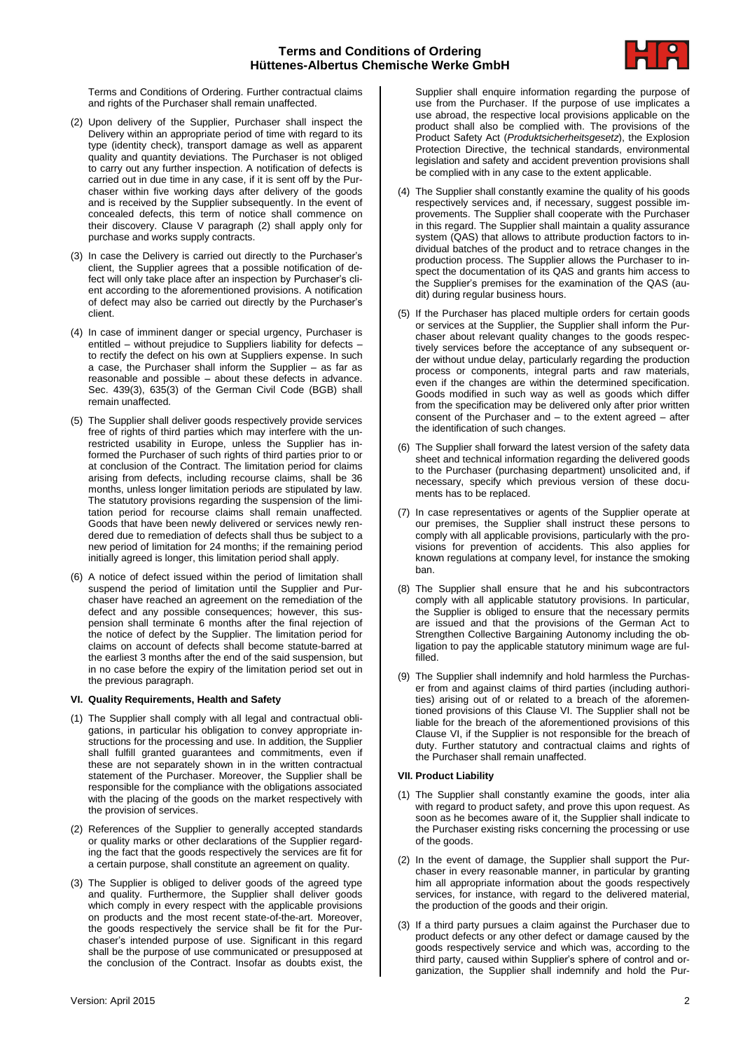Terms and Conditions of Ordering. Further contractual claims and rights of the Purchaser shall remain unaffected.

(2) Upon delivery of the Supplier, Purchaser shall inspect the Delivery within an appropriate period of time with regard to its type (identity check), transport damage as well as apparent quality and quantity deviations. The Purchaser is not obliged to carry out any further inspection. A notification of defects is carried out in due time in any case, if it is sent off by the Purchaser within five working days after delivery of the goods and is received by the Supplier subsequently. In the event of concealed defects, this term of notice shall commence on their discovery. Clause V paragraph (2) shall apply only for purchase and works supply contracts.

(3) In case the Delivery is carried out directly to the Purchaser's client, the Supplier agrees that a possible notification of defect will only take place after an inspection by Purchaser's client according to the aforementioned provisions. A notification of defect may also be carried out directly by the Purchaser's client.

(4) In case of imminent danger or special urgency, Purchaser is entitled – without prejudice to Suppliers liability for defects – to rectify the defect on his own at Suppliers expense. In such a case, the Purchaser shall inform the Supplier – as far as reasonable and possible – about these defects in advance. Sec. 439(3), 635(3) of the German Civil Code (BGB) shall remain unaffected.

(5) The Supplier shall deliver goods respectively provide services free of rights of third parties which may interfere with the unrestricted usability in Europe, unless the Supplier has informed the Purchaser of such rights of third parties prior to or at conclusion of the Contract. The limitation period for claims arising from defects, including recourse claims, shall be 36 months, unless longer limitation periods are stipulated by law. The statutory provisions regarding the suspension of the limitation period for recourse claims shall remain unaffected. Goods that have been newly delivered or services newly rendered due to remediation of defects shall thus be subject to a new period of limitation for 24 months; if the remaining period initially agreed is longer, this limitation period shall apply.

(6) A notice of defect issued within the period of limitation shall suspend the period of limitation until the Supplier and Purchaser have reached an agreement on the remediation of the defect and any possible consequences; however, this suspension shall terminate 6 months after the final rejection of the notice of defect by the Supplier. The limitation period for claims on account of defects shall become statute-barred at the earliest 3 months after the end of the said suspension, but in no case before the expiry of the limitation period set out in the previous paragraph.

### VI. Quality Requirements, Health and Safety

(1) The Supplier shall comply with all legal and contractual obligations, in particular his obligation to convey appropriate instructions for the processing and use. In addition, the Supplier shall fulfill granted guarantees and commitments, even if these are not separately shown in in the written contractual statement of the Purchaser. Moreover, the Supplier shall be responsible for the compliance with the obligations associated with the placing of the goods on the market respectively with the provision of services.

(2) References of the Supplier to generally accepted standards or quality marks or other declarations of the Supplier regarding the fact that the goods respectively the services are fit for a certain purpose, shall constitute an agreement on quality.

(3) The Supplier is obliged to deliver goods of the agreed type and quality. Furthermore, the Supplier shall deliver goods which comply in every respect with the applicable provisions on products and the most recent state-of-the-art. Moreover, the goods respectively the service shall be fit for the Purchaser's intended purpose of use. Significant in this regard shall be the purpose of use communicated or presupposed at the conclusion of the Contract. Insofar as doubts exist, the Supplier shall enquire information regarding the purpose of use from the Purchaser. If the purpose of use implicates a use abroad, the respective local provisions applicable on the product shall also be complied with. The provisions of the Product Safety Act (*Produktsicherheitsgesetz*), the Explosion Protection Directive, the technical standards, environmental legislation and safety and accident prevention provisions shall be complied with in any case to the extent applicable.

(4) The Supplier shall constantly examine the quality of his goods respectively services and, if necessary, suggest possible improvements. The Supplier shall cooperate with the Purchaser in this regard. The Supplier shall maintain a quality assurance system (QAS) that allows to attribute production factors to individual batches of the product and to retrace changes in the production process. The Supplier allows the Purchaser to inspect the documentation of its QAS and grants him access to the Supplier's premises for the examination of the QAS (audit) during regular business hours.

(5) If the Purchaser has placed multiple orders for certain goods or services at the Supplier, the Supplier shall inform the Purchaser about relevant quality changes to the goods respectively services before the acceptance of any subsequent order without undue delay, particularly regarding the production process or components, integral parts and raw materials, even if the changes are within the determined specification. Goods modified in such way as well as goods which differ from the specification may be delivered only after prior written consent of the Purchaser and – to the extent agreed – after the identification of such changes.

(6) The Supplier shall forward the latest version of the safety data sheet and technical information regarding the delivered goods to the Purchaser (purchasing department) unsolicited and, if necessary, specify which previous version of these documents has to be replaced.

(7) In case representatives or agents of the Supplier operate at our premises, the Supplier shall instruct these persons to comply with all applicable provisions, particularly with the provisions for prevention of accidents. This also applies for known regulations at company level, for instance the smoking ban.

(8) The Supplier shall ensure that he and his subcontractors comply with all applicable statutory provisions. In particular, the Supplier is obliged to ensure that the necessary permits are issued and that the provisions of the German Act to Strengthen Collective Bargaining Autonomy including the obligation to pay the applicable statutory minimum wage are fulfilled.

(9) The Supplier shall indemnify and hold harmless the Purchaser from and against claims of third parties (including authorities) arising out of or related to a breach of the aforementioned provisions of this Clause VI. The Supplier shall not be liable for the breach of the aforementioned provisions of this Clause VI, if the Supplier is not responsible for the breach of duty. Further statutory and contractual claims and rights of the Purchaser shall remain unaffected.

### VII. Product Liability

(1) The Supplier shall constantly examine the goods, inter alia with regard to product safety, and prove this upon request. As soon as he becomes aware of it, the Supplier shall indicate to the Purchaser existing risks concerning the processing or use of the goods.

(2) In the event of damage, the Supplier shall support the Purchaser in every reasonable manner, in particular by granting him all appropriate information about the goods respectively services, for instance, with regard to the delivered material, the production of the goods and their origin.

(3) If a third party pursues a claim against the Purchaser due to product defects or any other defect or damage caused by the goods respectively service and which was, according to the third party, caused within Supplier's sphere of control and organization, the Supplier shall indemnify and hold the Pur-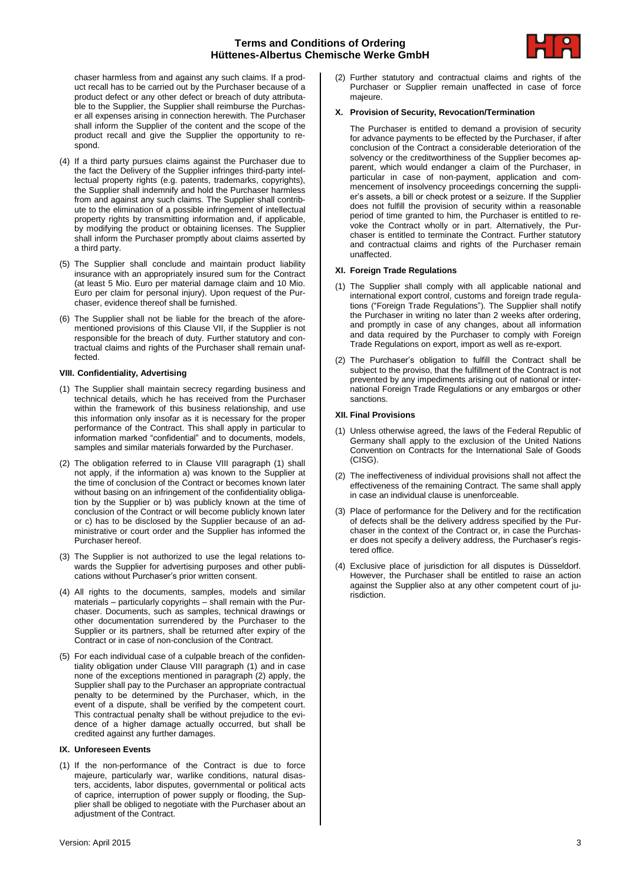chaser harmless from and against any such claims. If a product recall has to be carried out by the Purchaser because of a product defect or any other defect or breach of duty attributable to the Supplier, the Supplier shall reimburse the Purchaser all expenses arising in connection herewith. The Purchaser shall inform the Supplier of the content and the scope of the product recall and give the Supplier the opportunity to respond.

(4) If a third party pursues claims against the Purchaser due to the fact the Delivery of the Supplier infringes third-party intellectual property rights (e.g. patents, trademarks, copyrights), the Supplier shall indemnify and hold the Purchaser harmless from and against any such claims. The Supplier shall contribute to the elimination of a possible infringement of intellectual property rights by transmitting information and, if applicable, by modifying the product or obtaining licenses. The Supplier shall inform the Purchaser promptly about claims asserted by a third party.

(5) The Supplier shall conclude and maintain product liability insurance with an appropriately insured sum for the Contract (at least 5 Mio. Euro per material damage claim and 10 Mio. Euro per claim for personal injury). Upon request of the Purchaser, evidence thereof shall be furnished.

(6) The Supplier shall not be liable for the breach of the aforementioned provisions of this Clause VII, if the Supplier is not responsible for the breach of duty. Further statutory and contractual claims and rights of the Purchaser shall remain unaffected.

### VIII. Confidentiality, Advertising

(1) The Supplier shall maintain secrecy regarding business and technical details, which he has received from the Purchaser within the framework of this business relationship, and use this information only insofar as it is necessary for the proper performance of the Contract. This shall apply in particular to information marked "confidential" and to documents, models, samples and similar materials forwarded by the Purchaser.

(2) The obligation referred to in Clause VIII paragraph (1) shall not apply, if the information a) was known to the Supplier at the time of conclusion of the Contract or becomes known later without basing on an infringement of the confidentiality obligation by the Supplier or b) was publicly known at the time of conclusion of the Contract or will become publicly known later or c) has to be disclosed by the Supplier because of an administrative or court order and the Supplier has informed the Purchaser hereof.

(3) The Supplier is not authorized to use the legal relations towards the Supplier for advertising purposes and other publications without Purchaser's prior written consent.

(4) All rights to the documents, samples, models and similar materials – particularly copyrights – shall remain with the Purchaser. Documents, such as samples, technical drawings or other documentation surrendered by the Purchaser to the Supplier or its partners, shall be returned after expiry of the Contract or in case of non-conclusion of the Contract.

(5) For each individual case of a culpable breach of the confidentiality obligation under Clause VIII paragraph (1) and in case none of the exceptions mentioned in paragraph (2) apply, the Supplier shall pay to the Purchaser an appropriate contractual penalty to be determined by the Purchaser, which, in the event of a dispute, shall be verified by the competent court. This contractual penalty shall be without prejudice to the evidence of a higher damage actually occurred, but shall be credited against any further damages.

### IX. Unforeseen Events

(1) If the non-performance of the Contract is due to force majeure, particularly war, warlike conditions, natural disasters, accidents, labor disputes, governmental or political acts of caprice, interruption of power supply or flooding, the Supplier shall be obliged to negotiate with the Purchaser about an adjustment of the Contract.

(2) Further statutory and contractual claims and rights of the Purchaser or Supplier remain unaffected in case of force majeure.

### X. Provision of Security, Revocation/Termination

The Purchaser is entitled to demand a provision of security for advance payments to be effected by the Purchaser, if after conclusion of the Contract a considerable deterioration of the solvency or the creditworthiness of the Supplier becomes apparent, which would endanger a claim of the Purchaser, in particular in case of non-payment, application and commencement of insolvency proceedings concerning the supplier's assets, a bill or check protest or a seizure. If the Supplier does not fulfill the provision of security within a reasonable period of time granted to him, the Purchaser is entitled to revoke the Contract wholly or in part. Alternatively, the Purchaser is entitled to terminate the Contract. Further statutory and contractual claims and rights of the Purchaser remain unaffected.

### XI. Foreign Trade Regulations

(1) The Supplier shall comply with all applicable national and international export control, customs and foreign trade regulations ("Foreign Trade Regulations"). The Supplier shall notify the Purchaser in writing no later than 2 weeks after ordering, and promptly in case of any changes, about all information and data required by the Purchaser to comply with Foreign Trade Regulations on export, import as well as re-export.

(2) The Purchaser's obligation to fulfill the Contract shall be subject to the proviso, that the fulfillment of the Contract is not prevented by any impediments arising out of national or international Foreign Trade Regulations or any embargos or other sanctions.

### XII. Final Provisions

(1) Unless otherwise agreed, the laws of the Federal Republic of Germany shall apply to the exclusion of the United Nations Convention on Contracts for the International Sale of Goods (CISG).

(2) The ineffectiveness of individual provisions shall not affect the effectiveness of the remaining Contract. The same shall apply in case an individual clause is unenforceable.

(3) Place of performance for the Delivery and for the rectification of defects shall be the delivery address specified by the Purchaser in the context of the Contract or, in case the Purchaser does not specify a delivery address, the Purchaser's registered office.

(4) Exclusive place of jurisdiction for all disputes is Düsseldorf. However, the Purchaser shall be entitled to raise an action against the Supplier also at any other competent court of jurisdiction.